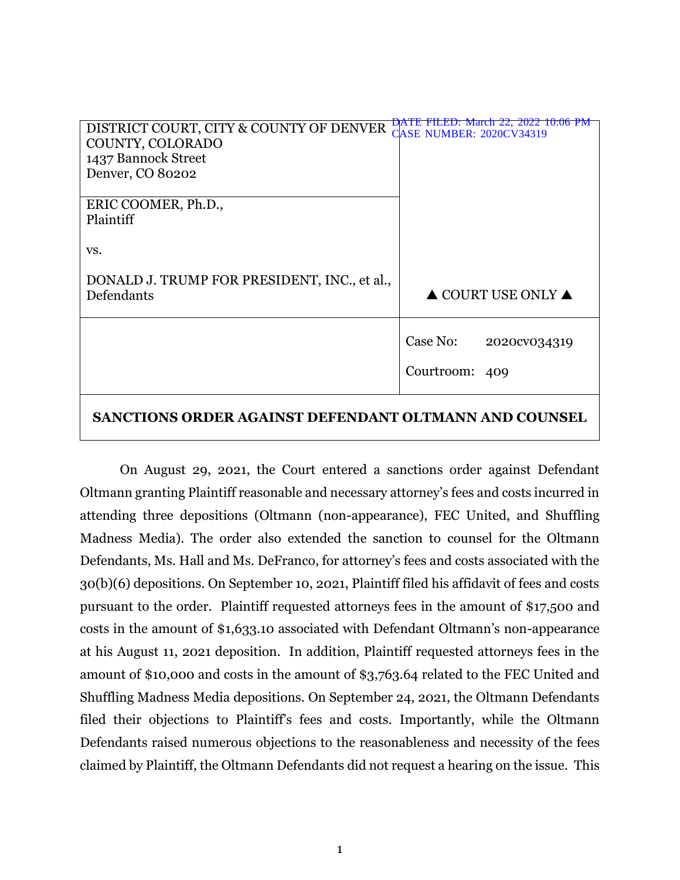| DISTRICT COURT, CITY & COUNTY OF DENVER COUNTY, COLORADO<br>1437 Bannock Street<br>Denver, CO 80202 | DATE FILED: March 22, 2022 10:06 PM<br>CASE NUMBER: 2020CV34319 |
|---|---|
| ERIC COOMER, Ph.D.,<br>Plaintiff<br><br>vs.<br><br>DONALD J. TRUMP FOR PRESIDENT, INC., et al.,<br>Defendants | ▲ COURT USE ONLY ▲ |
| | Case No: 2020cv034319<br><br>Courtroom: 409 |

**SANCTIONS ORDER AGAINST DEFENDANT OLTMANN AND COUNSEL**

On August 29, 2021, the Court entered a sanctions order against Defendant Oltmann granting Plaintiff reasonable and necessary attorney's fees and costs incurred in attending three depositions (Oltmann (non-appearance), FEC United, and Shuffling Madness Media). The order also extended the sanction to counsel for the Oltmann Defendants, Ms. Hall and Ms. DeFranco, for attorney's fees and costs associated with the 30(b)(6) depositions. On September 10, 2021, Plaintiff filed his affidavit of fees and costs pursuant to the order. Plaintiff requested attorneys fees in the amount of $17,500 and costs in the amount of $1,633.10 associated with Defendant Oltmann's non-appearance at his August 11, 2021 deposition. In addition, Plaintiff requested attorneys fees in the amount of $10,000 and costs in the amount of $3,763.64 related to the FEC United and Shuffling Madness Media depositions. On September 24, 2021, the Oltmann Defendants filed their objections to Plaintiff's fees and costs. Importantly, while the Oltmann Defendants raised numerous objections to the reasonableness and necessity of the fees claimed by Plaintiff, the Oltmann Defendants did not request a hearing on the issue. This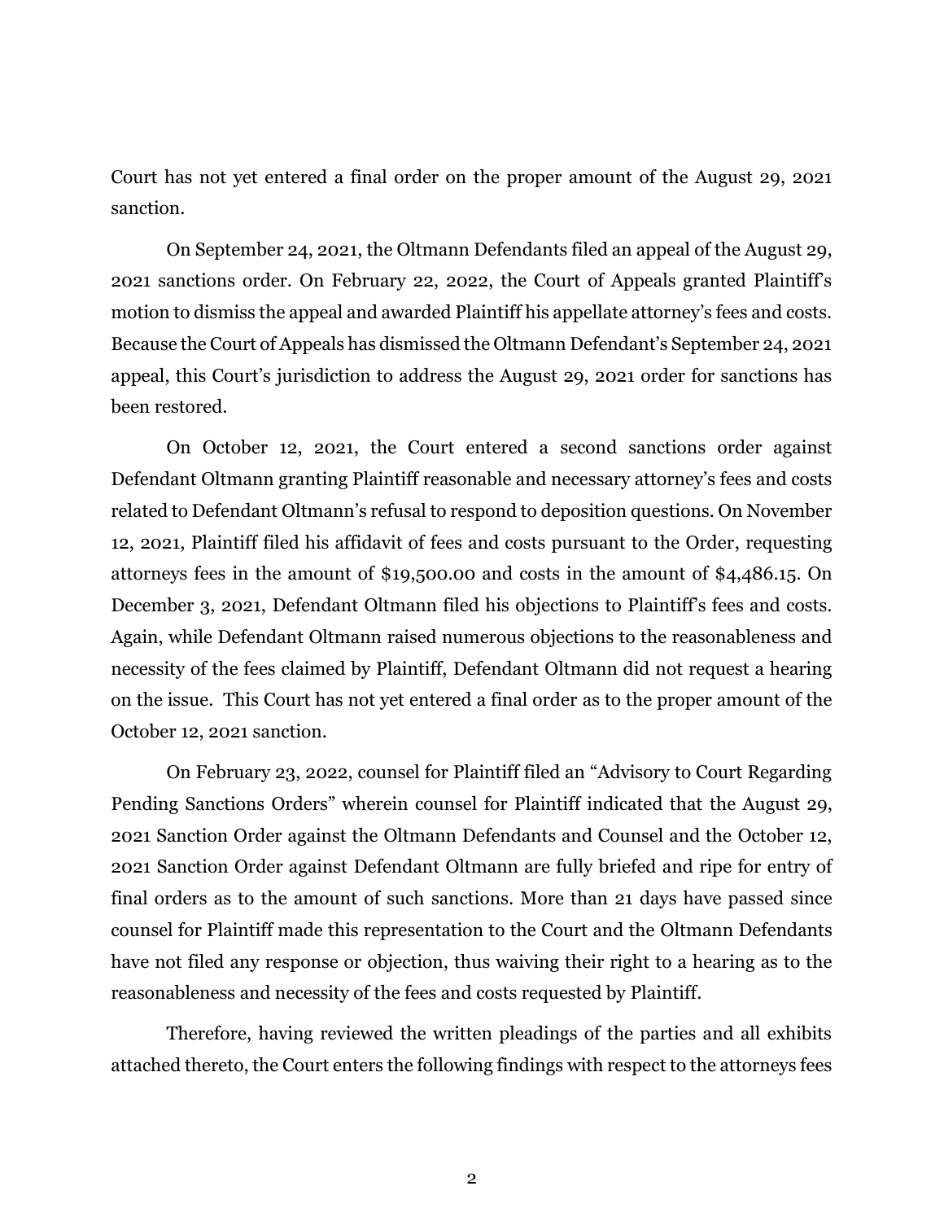Court has not yet entered a final order on the proper amount of the August 29, 2021 sanction.

On September 24, 2021, the Oltmann Defendants filed an appeal of the August 29, 2021 sanctions order. On February 22, 2022, the Court of Appeals granted Plaintiff's motion to dismiss the appeal and awarded Plaintiff his appellate attorney's fees and costs. Because the Court of Appeals has dismissed the Oltmann Defendant's September 24, 2021 appeal, this Court's jurisdiction to address the August 29, 2021 order for sanctions has been restored.

On October 12, 2021, the Court entered a second sanctions order against Defendant Oltmann granting Plaintiff reasonable and necessary attorney's fees and costs related to Defendant Oltmann's refusal to respond to deposition questions. On November 12, 2021, Plaintiff filed his affidavit of fees and costs pursuant to the Order, requesting attorneys fees in the amount of $19,500.00 and costs in the amount of $4,486.15. On December 3, 2021, Defendant Oltmann filed his objections to Plaintiff's fees and costs. Again, while Defendant Oltmann raised numerous objections to the reasonableness and necessity of the fees claimed by Plaintiff, Defendant Oltmann did not request a hearing on the issue. This Court has not yet entered a final order as to the proper amount of the October 12, 2021 sanction.

On February 23, 2022, counsel for Plaintiff filed an "Advisory to Court Regarding Pending Sanctions Orders" wherein counsel for Plaintiff indicated that the August 29, 2021 Sanction Order against the Oltmann Defendants and Counsel and the October 12, 2021 Sanction Order against Defendant Oltmann are fully briefed and ripe for entry of final orders as to the amount of such sanctions. More than 21 days have passed since counsel for Plaintiff made this representation to the Court and the Oltmann Defendants have not filed any response or objection, thus waiving their right to a hearing as to the reasonableness and necessity of the fees and costs requested by Plaintiff.

Therefore, having reviewed the written pleadings of the parties and all exhibits attached thereto, the Court enters the following findings with respect to the attorneys fees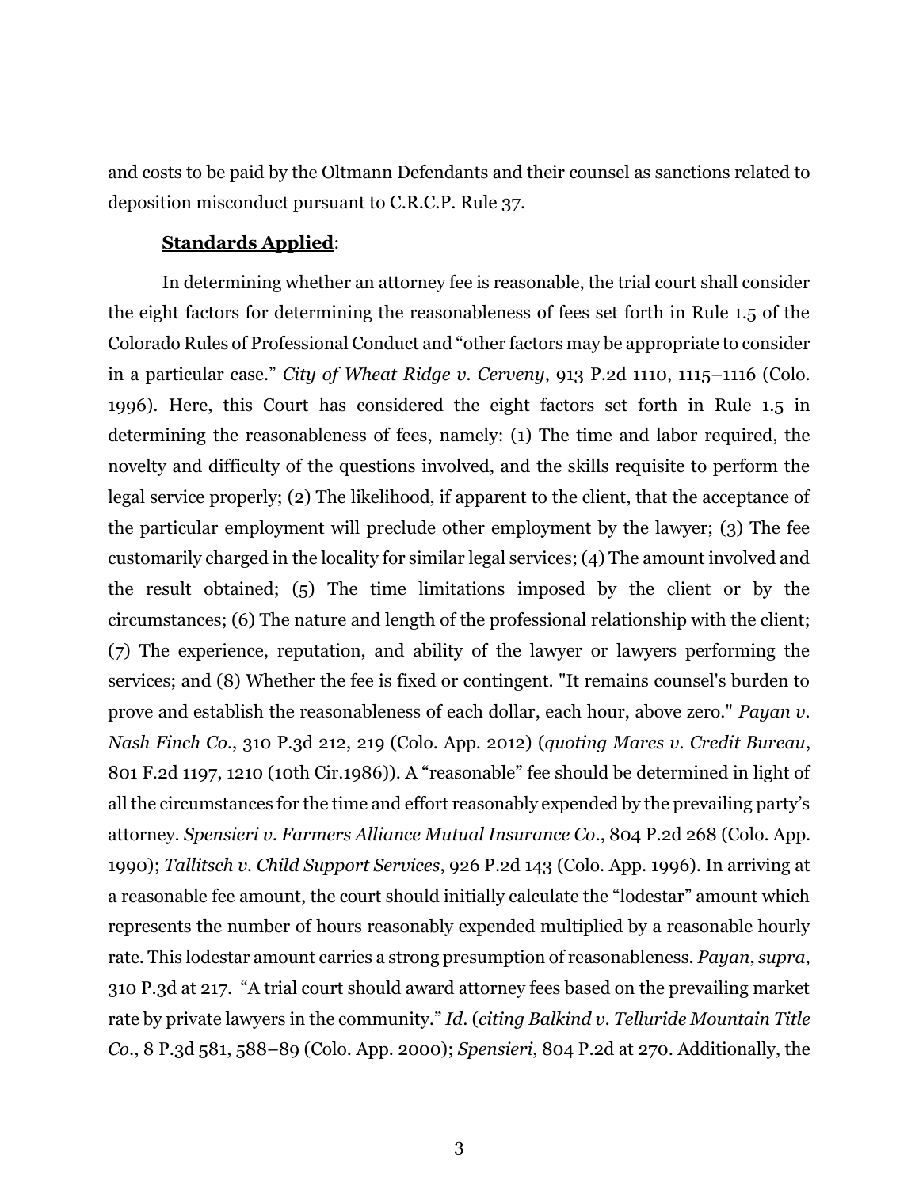and costs to be paid by the Oltmann Defendants and their counsel as sanctions related to deposition misconduct pursuant to C.R.C.P. Rule 37.

**Standards Applied**:

In determining whether an attorney fee is reasonable, the trial court shall consider the eight factors for determining the reasonableness of fees set forth in Rule 1.5 of the Colorado Rules of Professional Conduct and "other factors may be appropriate to consider in a particular case." *City of Wheat Ridge v. Cerveny*, 913 P.2d 1110, 1115–1116 (Colo. 1996). Here, this Court has considered the eight factors set forth in Rule 1.5 in determining the reasonableness of fees, namely: (1) The time and labor required, the novelty and difficulty of the questions involved, and the skills requisite to perform the legal service properly; (2) The likelihood, if apparent to the client, that the acceptance of the particular employment will preclude other employment by the lawyer; (3) The fee customarily charged in the locality for similar legal services; (4) The amount involved and the result obtained; (5) The time limitations imposed by the client or by the circumstances; (6) The nature and length of the professional relationship with the client; (7) The experience, reputation, and ability of the lawyer or lawyers performing the services; and (8) Whether the fee is fixed or contingent. "It remains counsel's burden to prove and establish the reasonableness of each dollar, each hour, above zero." *Payan v. Nash Finch Co.*, 310 P.3d 212, 219 (Colo. App. 2012) (*quoting Mares v. Credit Bureau*, 801 F.2d 1197, 1210 (10th Cir.1986)). A "reasonable" fee should be determined in light of all the circumstances for the time and effort reasonably expended by the prevailing party's attorney. *Spensieri v. Farmers Alliance Mutual Insurance Co.*, 804 P.2d 268 (Colo. App. 1990); *Tallitsch v. Child Support Services*, 926 P.2d 143 (Colo. App. 1996). In arriving at a reasonable fee amount, the court should initially calculate the "lodestar" amount which represents the number of hours reasonably expended multiplied by a reasonable hourly rate. This lodestar amount carries a strong presumption of reasonableness. *Payan*, *supra*, 310 P.3d at 217. "A trial court should award attorney fees based on the prevailing market rate by private lawyers in the community." *Id.* (*citing Balkind v. Telluride Mountain Title Co.*, 8 P.3d 581, 588–89 (Colo. App. 2000); *Spensieri*, 804 P.2d at 270. Additionally, the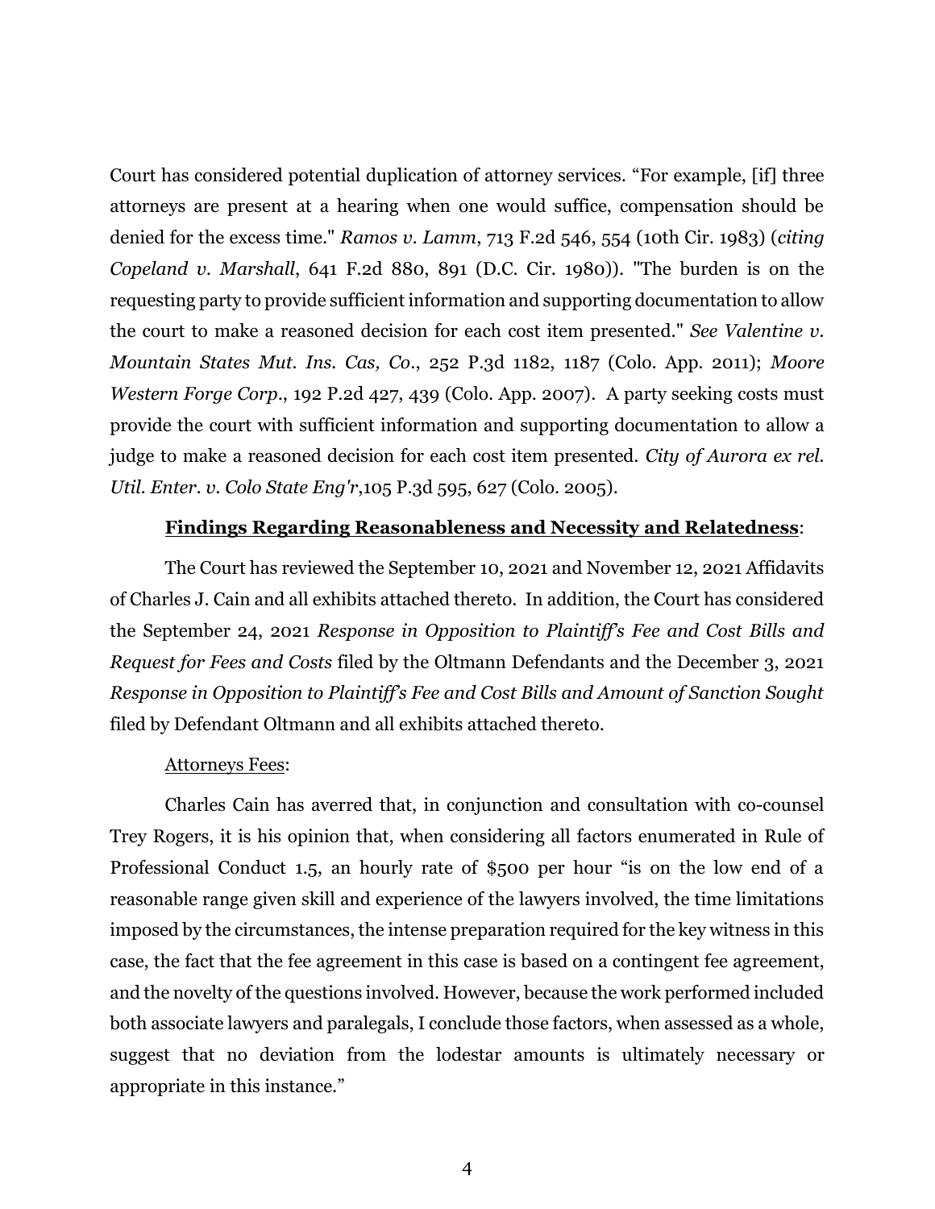Court has considered potential duplication of attorney services. "For example, [if] three attorneys are present at a hearing when one would suffice, compensation should be denied for the excess time." *Ramos v. Lamm*, 713 F.2d 546, 554 (10th Cir. 1983) (*citing Copeland v. Marshall*, 641 F.2d 880, 891 (D.C. Cir. 1980)). "The burden is on the requesting party to provide sufficient information and supporting documentation to allow the court to make a reasoned decision for each cost item presented." *See Valentine v. Mountain States Mut. Ins. Cas, Co*., 252 P.3d 1182, 1187 (Colo. App. 2011); *Moore Western Forge Corp*., 192 P.2d 427, 439 (Colo. App. 2007). A party seeking costs must provide the court with sufficient information and supporting documentation to allow a judge to make a reasoned decision for each cost item presented. *City of Aurora ex rel. Util. Enter. v. Colo State Eng'r*,105 P.3d 595, 627 (Colo. 2005).

**<u>Findings Regarding Reasonableness and Necessity and Relatedness</u>**:

The Court has reviewed the September 10, 2021 and November 12, 2021 Affidavits of Charles J. Cain and all exhibits attached thereto. In addition, the Court has considered the September 24, 2021 *Response in Opposition to Plaintiff's Fee and Cost Bills and Request for Fees and Costs* filed by the Oltmann Defendants and the December 3, 2021 *Response in Opposition to Plaintiff's Fee and Cost Bills and Amount of Sanction Sought* filed by Defendant Oltmann and all exhibits attached thereto.

<u>Attorneys Fees</u>:

Charles Cain has averred that, in conjunction and consultation with co-counsel Trey Rogers, it is his opinion that, when considering all factors enumerated in Rule of Professional Conduct 1.5, an hourly rate of $500 per hour "is on the low end of a reasonable range given skill and experience of the lawyers involved, the time limitations imposed by the circumstances, the intense preparation required for the key witness in this case, the fact that the fee agreement in this case is based on a contingent fee agreement, and the novelty of the questions involved. However, because the work performed included both associate lawyers and paralegals, I conclude those factors, when assessed as a whole, suggest that no deviation from the lodestar amounts is ultimately necessary or appropriate in this instance."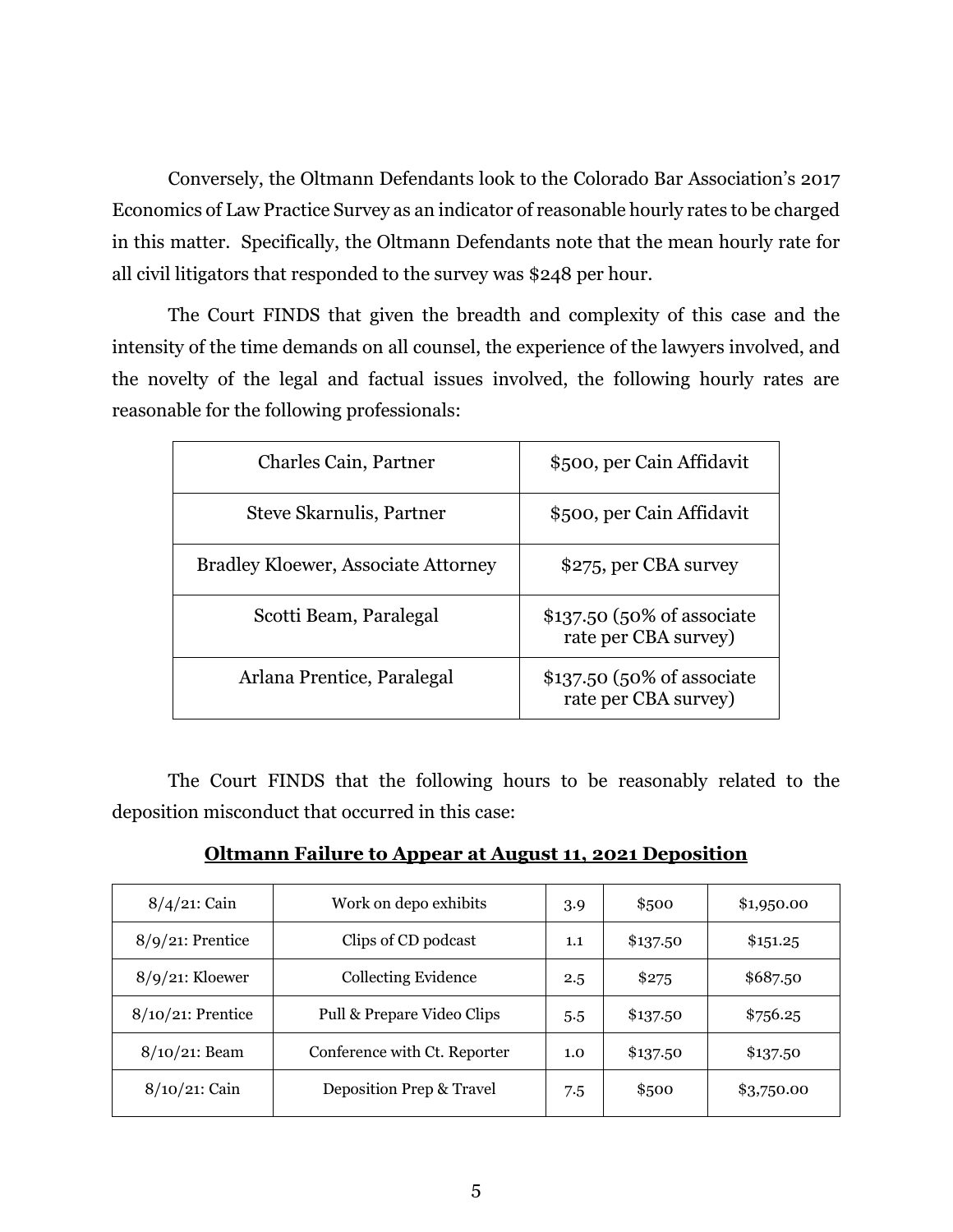Conversely, the Oltmann Defendants look to the Colorado Bar Association's 2017 Economics of Law Practice Survey as an indicator of reasonable hourly rates to be charged in this matter. Specifically, the Oltmann Defendants note that the mean hourly rate for all civil litigators that responded to the survey was $248 per hour.

The Court FINDS that given the breadth and complexity of this case and the intensity of the time demands on all counsel, the experience of the lawyers involved, and the novelty of the legal and factual issues involved, the following hourly rates are reasonable for the following professionals:

| Professional | Rate |
|---|---|
| Charles Cain, Partner | $500, per Cain Affidavit |
| Steve Skarnulis, Partner | $500, per Cain Affidavit |
| Bradley Kloewer, Associate Attorney | $275, per CBA survey |
| Scotti Beam, Paralegal | $137.50 (50% of associate rate per CBA survey) |
| Arlana Prentice, Paralegal | $137.50 (50% of associate rate per CBA survey) |

The Court FINDS that the following hours to be reasonably related to the deposition misconduct that occurred in this case:

**<u>Oltmann Failure to Appear at August 11, 2021 Deposition</u>**

| Date: Professional | Task | Hours | Rate | Amount |
|---|---|---|---|---|
| 8/4/21: Cain | Work on depo exhibits | 3.9 | $500 | $1,950.00 |
| 8/9/21: Prentice | Clips of CD podcast | 1.1 | $137.50 | $151.25 |
| 8/9/21: Kloewer | Collecting Evidence | 2.5 | $275 | $687.50 |
| 8/10/21: Prentice | Pull & Prepare Video Clips | 5.5 | $137.50 | $756.25 |
| 8/10/21: Beam | Conference with Ct. Reporter | 1.0 | $137.50 | $137.50 |
| 8/10/21: Cain | Deposition Prep & Travel | 7.5 | $500 | $3,750.00 |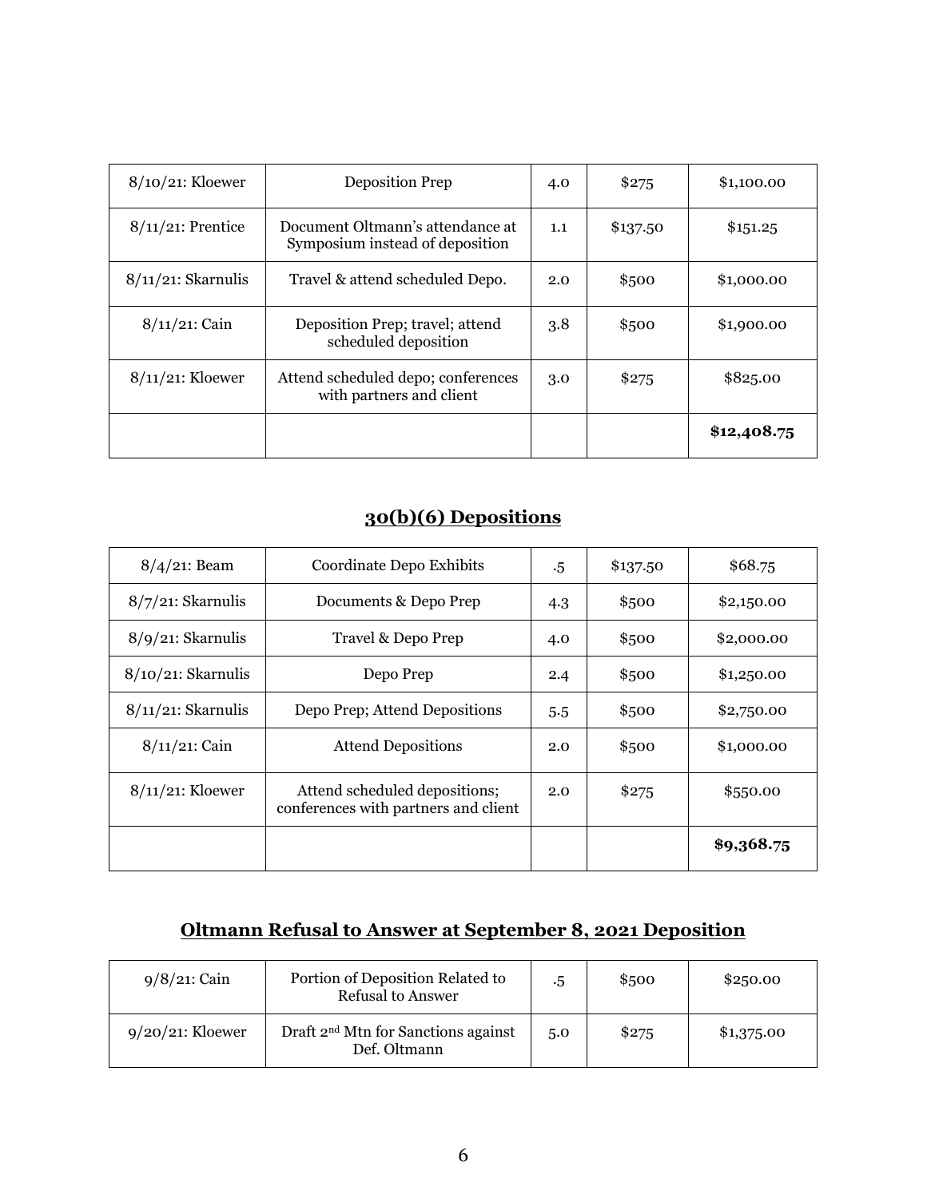| | | | | |
|---|---|---|---|---|
| 8/10/21: Kloewer | Deposition Prep | 4.0 | $275 | $1,100.00 |
| 8/11/21: Prentice | Document Oltmann's attendance at Symposium instead of deposition | 1.1 | $137.50 | $151.25 |
| 8/11/21: Skarnulis | Travel & attend scheduled Depo. | 2.0 | $500 | $1,000.00 |
| 8/11/21: Cain | Deposition Prep; travel; attend scheduled deposition | 3.8 | $500 | $1,900.00 |
| 8/11/21: Kloewer | Attend scheduled depo; conferences with partners and client | 3.0 | $275 | $825.00 |
| | | | | **$12,408.75** |

## 30(b)(6) Depositions

| | | | | |
|---|---|---|---|---|
| 8/4/21: Beam | Coordinate Depo Exhibits | .5 | $137.50 | $68.75 |
| 8/7/21: Skarnulis | Documents & Depo Prep | 4.3 | $500 | $2,150.00 |
| 8/9/21: Skarnulis | Travel & Depo Prep | 4.0 | $500 | $2,000.00 |
| 8/10/21: Skarnulis | Depo Prep | 2.4 | $500 | $1,250.00 |
| 8/11/21: Skarnulis | Depo Prep; Attend Depositions | 5.5 | $500 | $2,750.00 |
| 8/11/21: Cain | Attend Depositions | 2.0 | $500 | $1,000.00 |
| 8/11/21: Kloewer | Attend scheduled depositions; conferences with partners and client | 2.0 | $275 | $550.00 |
| | | | | **$9,368.75** |

## Oltmann Refusal to Answer at September 8, 2021 Deposition

| | | | | |
|---|---|---|---|---|
| 9/8/21: Cain | Portion of Deposition Related to Refusal to Answer | .5 | $500 | $250.00 |
| 9/20/21: Kloewer | Draft 2nd Mtn for Sanctions against Def. Oltmann | 5.0 | $275 | $1,375.00 |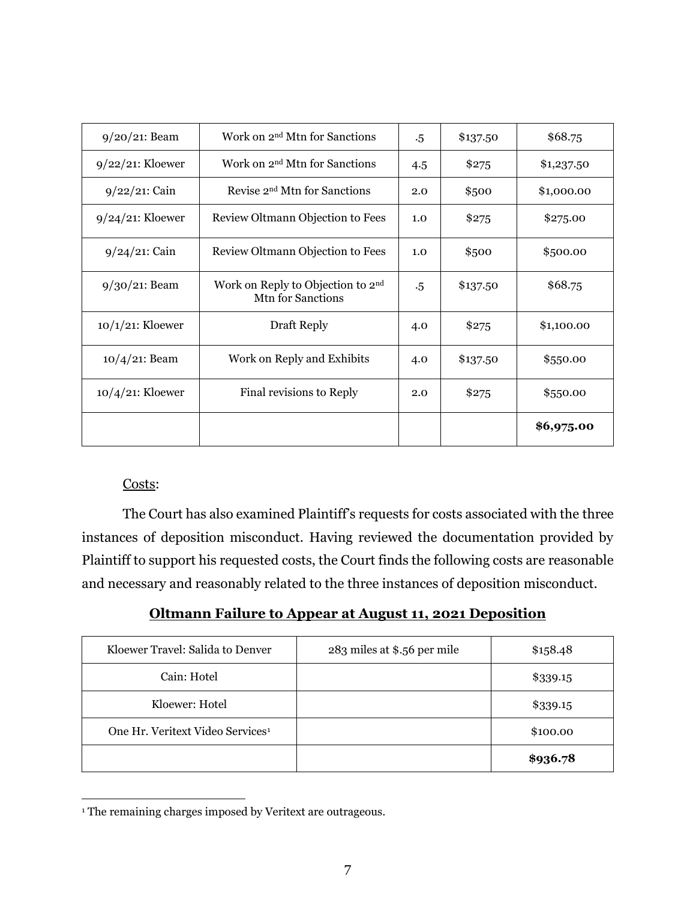| 9/20/21: Beam | Work on 2nd Mtn for Sanctions | .5 | $137.50 | $68.75 |
|---|---|---|---|---|
| 9/22/21: Kloewer | Work on 2nd Mtn for Sanctions | 4.5 | $275 | $1,237.50 |
| 9/22/21: Cain | Revise 2nd Mtn for Sanctions | 2.0 | $500 | $1,000.00 |
| 9/24/21: Kloewer | Review Oltmann Objection to Fees | 1.0 | $275 | $275.00 |
| 9/24/21: Cain | Review Oltmann Objection to Fees | 1.0 | $500 | $500.00 |
| 9/30/21: Beam | Work on Reply to Objection to 2nd Mtn for Sanctions | .5 | $137.50 | $68.75 |
| 10/1/21: Kloewer | Draft Reply | 4.0 | $275 | $1,100.00 |
| 10/4/21: Beam | Work on Reply and Exhibits | 4.0 | $137.50 | $550.00 |
| 10/4/21: Kloewer | Final revisions to Reply | 2.0 | $275 | $550.00 |
| | | | | **$6,975.00** |

Costs:

The Court has also examined Plaintiff's requests for costs associated with the three instances of deposition misconduct. Having reviewed the documentation provided by Plaintiff to support his requested costs, the Court finds the following costs are reasonable and necessary and reasonably related to the three instances of deposition misconduct.

**Oltmann Failure to Appear at August 11, 2021 Deposition**

| Kloewer Travel: Salida to Denver | 283 miles at $.56 per mile | $158.48 |
|---|---|---|
| Cain: Hotel | | $339.15 |
| Kloewer: Hotel | | $339.15 |
| One Hr. Veritext Video Services[1] | | $100.00 |
| | | **$936.78** |

[1] The remaining charges imposed by Veritext are outrageous.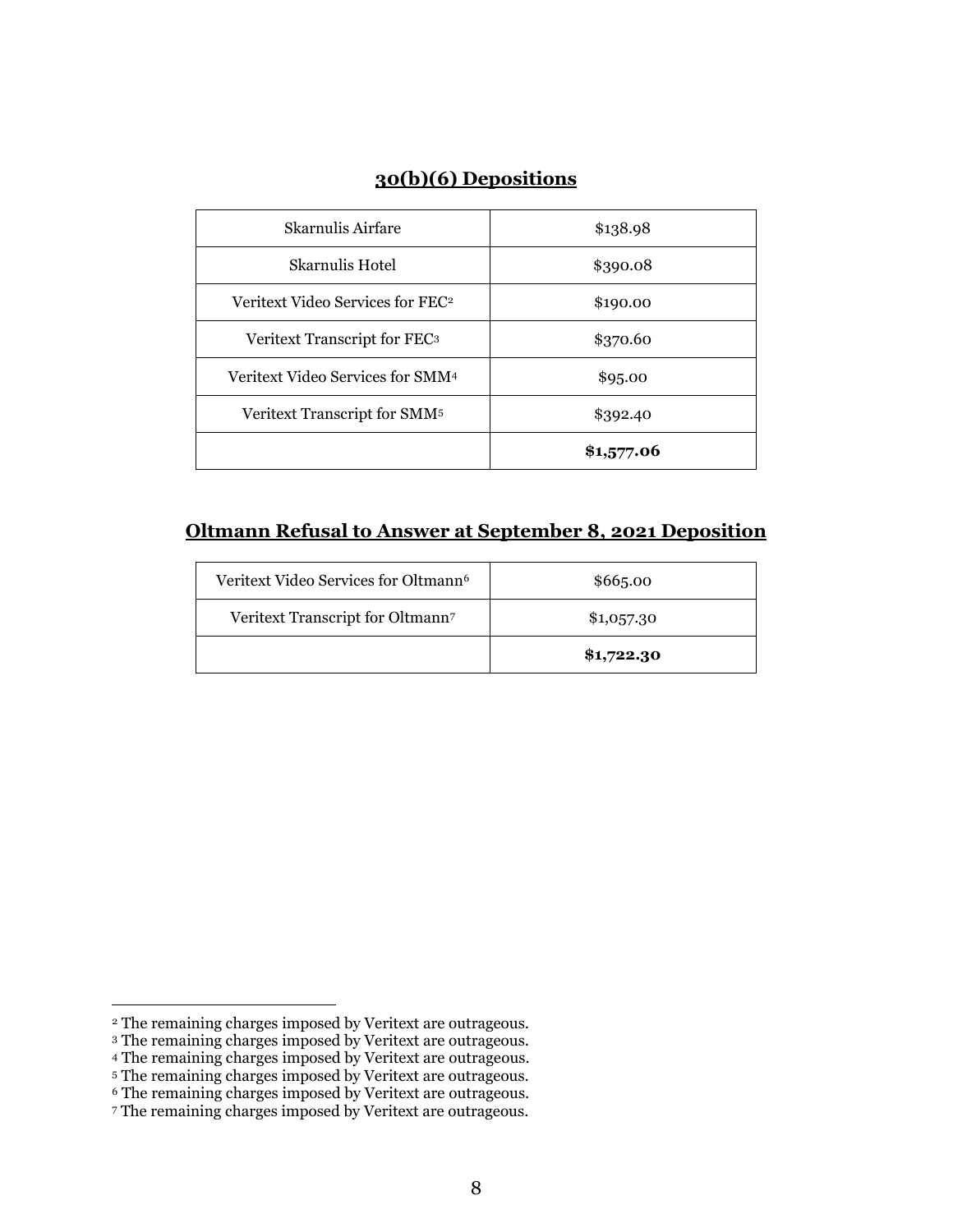## 30(b)(6) Depositions

| | |
|---|---|
| Skarnulis Airfare | $138.98 |
| Skarnulis Hotel | $390.08 |
| Veritext Video Services for FEC[2] | $190.00 |
| Veritext Transcript for FEC[3] | $370.60 |
| Veritext Video Services for SMM[4] | $95.00 |
| Veritext Transcript for SMM[5] | $392.40 |
| | **$1,577.06** |

## Oltmann Refusal to Answer at September 8, 2021 Deposition

| | |
|---|---|
| Veritext Video Services for Oltmann[6] | $665.00 |
| Veritext Transcript for Oltmann[7] | $1,057.30 |
| | **$1,722.30** |

---

[2] The remaining charges imposed by Veritext are outrageous.
[3] The remaining charges imposed by Veritext are outrageous.
[4] The remaining charges imposed by Veritext are outrageous.
[5] The remaining charges imposed by Veritext are outrageous.
[6] The remaining charges imposed by Veritext are outrageous.
[7] The remaining charges imposed by Veritext are outrageous.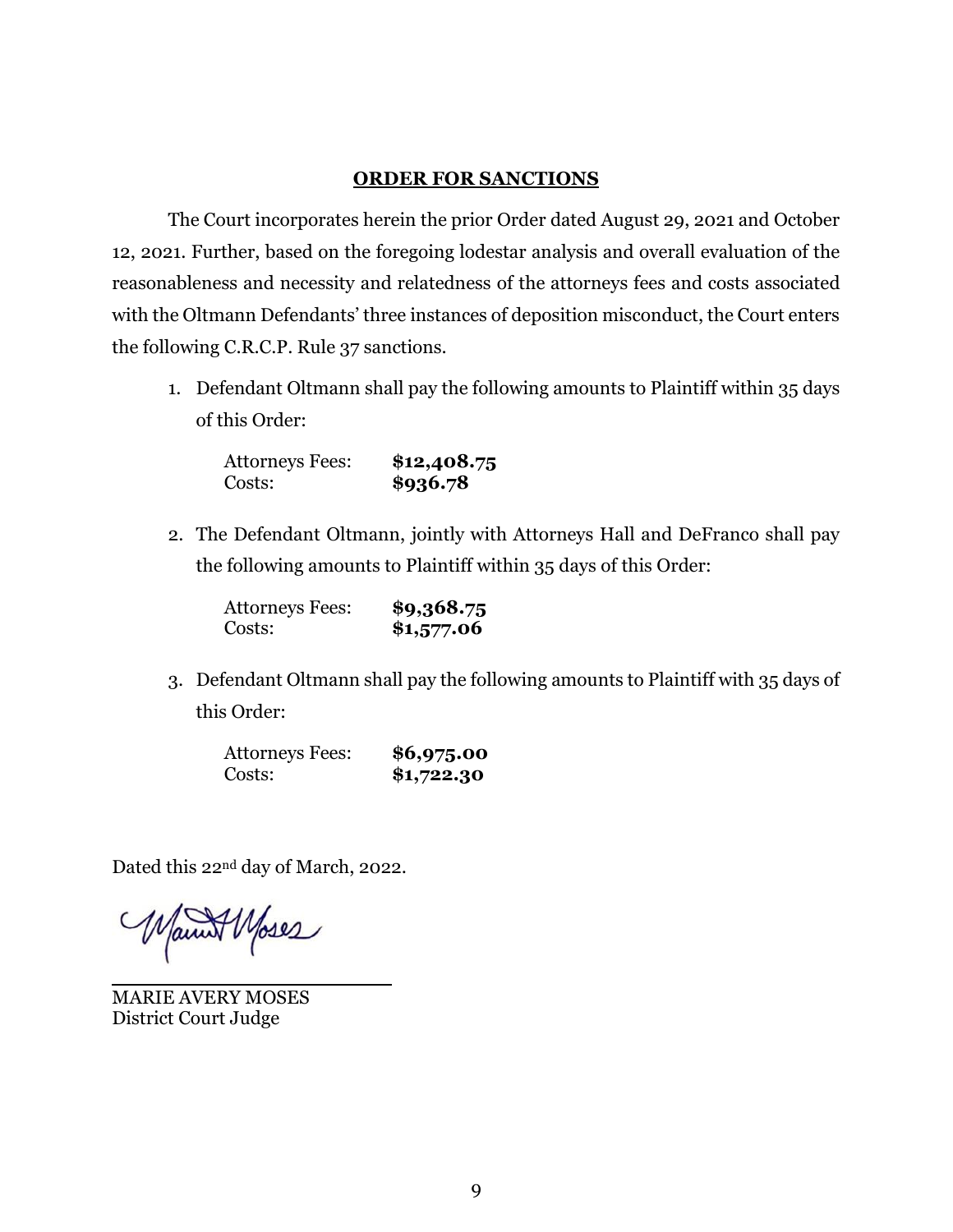## ORDER FOR SANCTIONS

The Court incorporates herein the prior Order dated August 29, 2021 and October 12, 2021. Further, based on the foregoing lodestar analysis and overall evaluation of the reasonableness and necessity and relatedness of the attorneys fees and costs associated with the Oltmann Defendants' three instances of deposition misconduct, the Court enters the following C.R.C.P. Rule 37 sanctions.

1. Defendant Oltmann shall pay the following amounts to Plaintiff within 35 days of this Order:

   Attorneys Fees: **$12,408.75**
   Costs: **$936.78**

2. The Defendant Oltmann, jointly with Attorneys Hall and DeFranco shall pay the following amounts to Plaintiff within 35 days of this Order:

   Attorneys Fees: **$9,368.75**
   Costs: **$1,577.06**

3. Defendant Oltmann shall pay the following amounts to Plaintiff with 35 days of this Order:

   Attorneys Fees: **$6,975.00**
   Costs: **$1,722.30**

Dated this 22nd day of March, 2022.

MARIE AVERY MOSES
District Court Judge